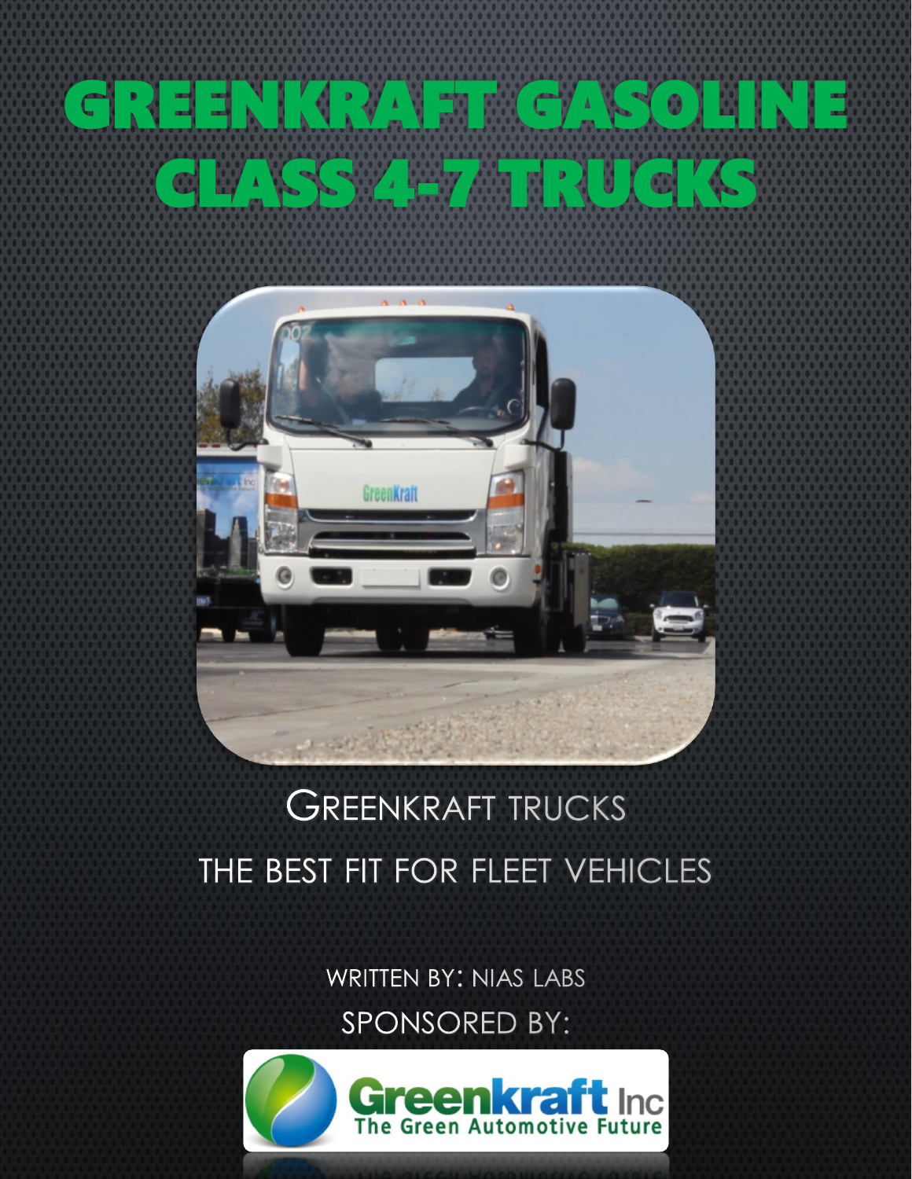# GREENKRAFT GASOLINE CLASS 4-7 TRUCKS

GREENKRAFT TRUCKS

THE BEST FIT FOR FLEET VEHICLES

WRITTEN BY: NIAS LABS

SPONSORED BY:

Greenkraft Inc
The Green Automotive Future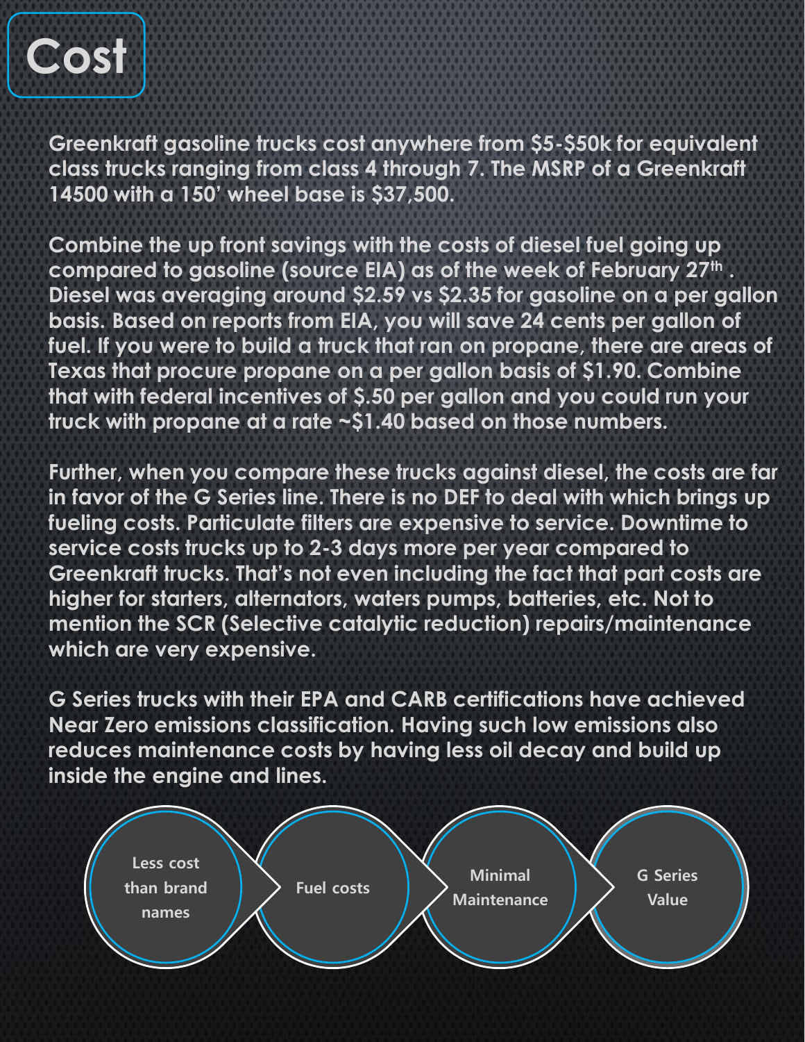# Cost

Greenkraft gasoline trucks cost anywhere from $5-$50k for equivalent class trucks ranging from class 4 through 7. The MSRP of a Greenkraft 14500 with a 150' wheel base is $37,500.

Combine the up front savings with the costs of diesel fuel going up compared to gasoline (source EIA) as of the week of February 27th . Diesel was averaging around $2.59 vs $2.35 for gasoline on a per gallon basis. Based on reports from EIA, you will save 24 cents per gallon of fuel. If you were to build a truck that ran on propane, there are areas of Texas that procure propane on a per gallon basis of $1.90. Combine that with federal incentives of $.50 per gallon and you could run your truck with propane at a rate ~$1.40 based on those numbers.

Further, when you compare these trucks against diesel, the costs are far in favor of the G Series line. There is no DEF to deal with which brings up fueling costs. Particulate filters are expensive to service. Downtime to service costs trucks up to 2-3 days more per year compared to Greenkraft trucks. That's not even including the fact that part costs are higher for starters, alternators, waters pumps, batteries, etc. Not to mention the SCR (Selective catalytic reduction) repairs/maintenance which are very expensive.

G Series trucks with their EPA and CARB certifications have achieved Near Zero emissions classification. Having such low emissions also reduces maintenance costs by having less oil decay and build up inside the engine and lines.

Less cost than brand names → Fuel costs → Minimal Maintenance → G Series Value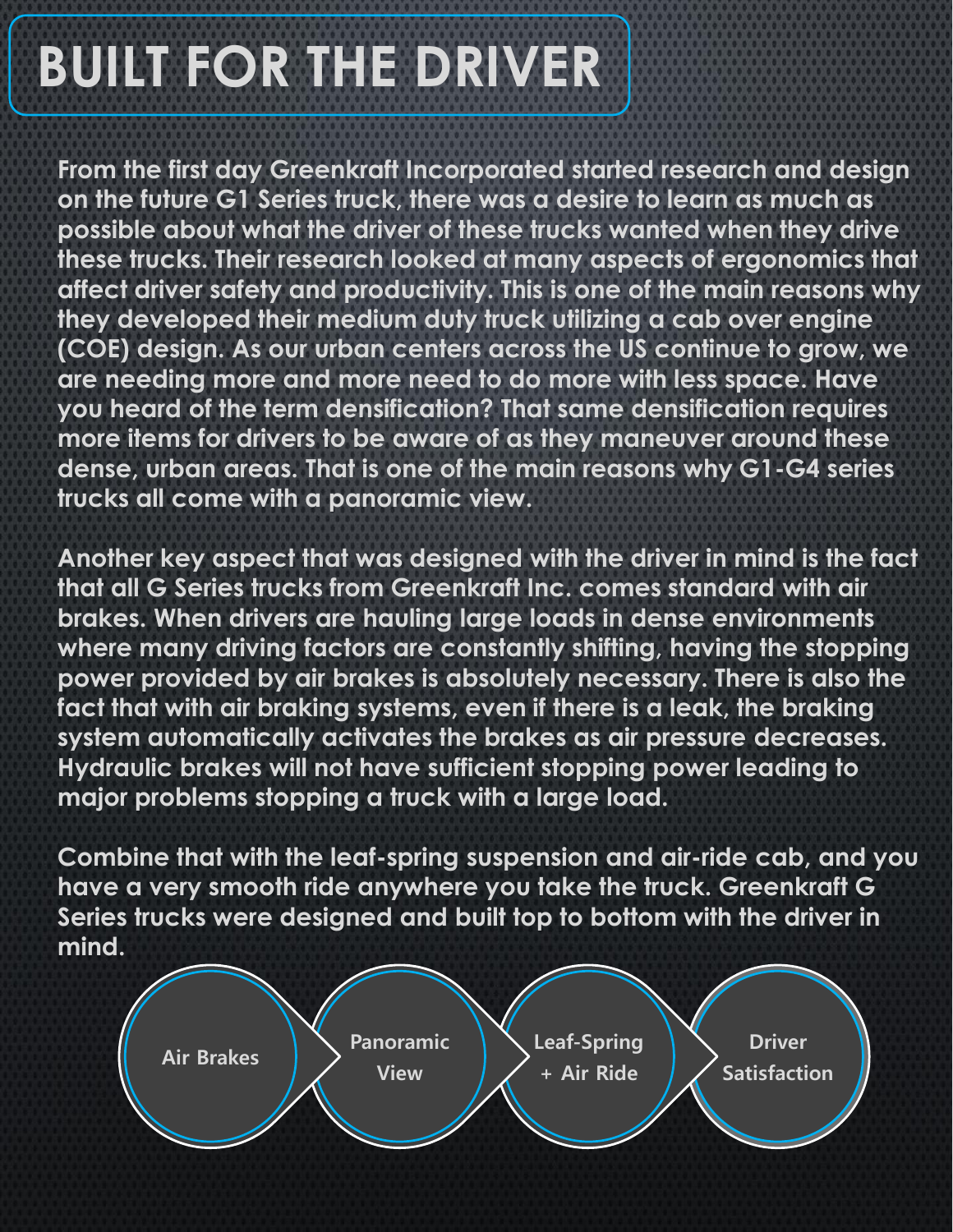# BUILT FOR THE DRIVER

From the first day Greenkraft Incorporated started research and design on the future G1 Series truck, there was a desire to learn as much as possible about what the driver of these trucks wanted when they drive these trucks. Their research looked at many aspects of ergonomics that affect driver safety and productivity. This is one of the main reasons why they developed their medium duty truck utilizing a cab over engine (COE) design. As our urban centers across the US continue to grow, we are needing more and more need to do more with less space. Have you heard of the term densification? That same densification requires more items for drivers to be aware of as they maneuver around these dense, urban areas. That is one of the main reasons why G1-G4 series trucks all come with a panoramic view.

Another key aspect that was designed with the driver in mind is the fact that all G Series trucks from Greenkraft Inc. comes standard with air brakes. When drivers are hauling large loads in dense environments where many driving factors are constantly shifting, having the stopping power provided by air brakes is absolutely necessary. There is also the fact that with air braking systems, even if there is a leak, the braking system automatically activates the brakes as air pressure decreases. Hydraulic brakes will not have sufficient stopping power leading to major problems stopping a truck with a large load.

Combine that with the leaf-spring suspension and air-ride cab, and you have a very smooth ride anywhere you take the truck. Greenkraft G Series trucks were designed and built top to bottom with the driver in mind.

Air Brakes → Panoramic View → Leaf-Spring + Air Ride → Driver Satisfaction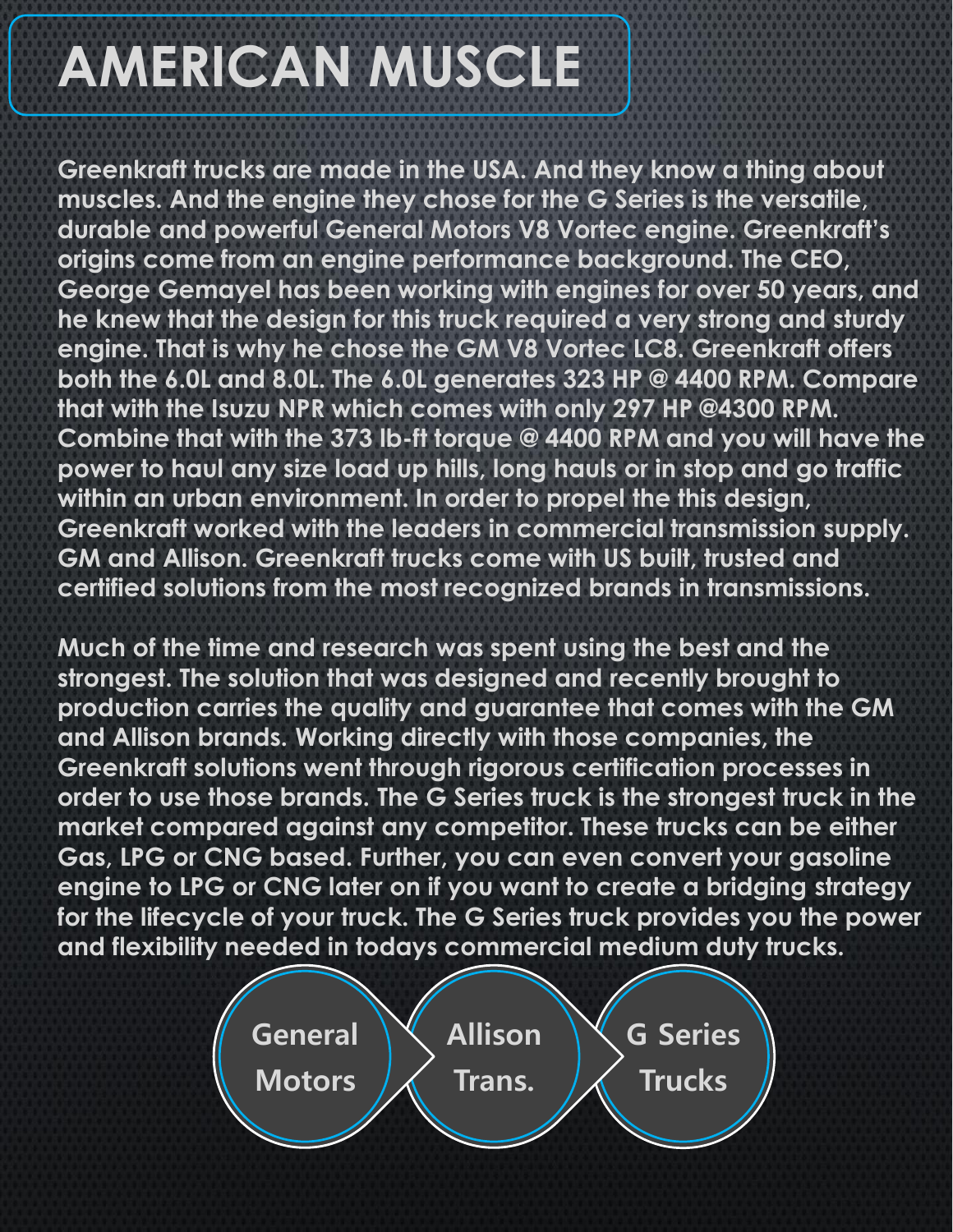# AMERICAN MUSCLE

Greenkraft trucks are made in the USA. And they know a thing about muscles. And the engine they chose for the G Series is the versatile, durable and powerful General Motors V8 Vortec engine. Greenkraft's origins come from an engine performance background. The CEO, George Gemayel has been working with engines for over 50 years, and he knew that the design for this truck required a very strong and sturdy engine. That is why he chose the GM V8 Vortec LC8. Greenkraft offers both the 6.0L and 8.0L. The 6.0L generates 323 HP @ 4400 RPM. Compare that with the Isuzu NPR which comes with only 297 HP @4300 RPM. Combine that with the 373 lb-ft torque @ 4400 RPM and you will have the power to haul any size load up hills, long hauls or in stop and go traffic within an urban environment. In order to propel the this design, Greenkraft worked with the leaders in commercial transmission supply. GM and Allison. Greenkraft trucks come with US built, trusted and certified solutions from the most recognized brands in transmissions.

Much of the time and research was spent using the best and the strongest. The solution that was designed and recently brought to production carries the quality and guarantee that comes with the GM and Allison brands. Working directly with those companies, the Greenkraft solutions went through rigorous certification processes in order to use those brands. The G Series truck is the strongest truck in the market compared against any competitor. These trucks can be either Gas, LPG or CNG based. Further, you can even convert your gasoline engine to LPG or CNG later on if you want to create a bridging strategy for the lifecycle of your truck. The G Series truck provides you the power and flexibility needed in todays commercial medium duty trucks.

General Motors → Allison Trans. → G Series Trucks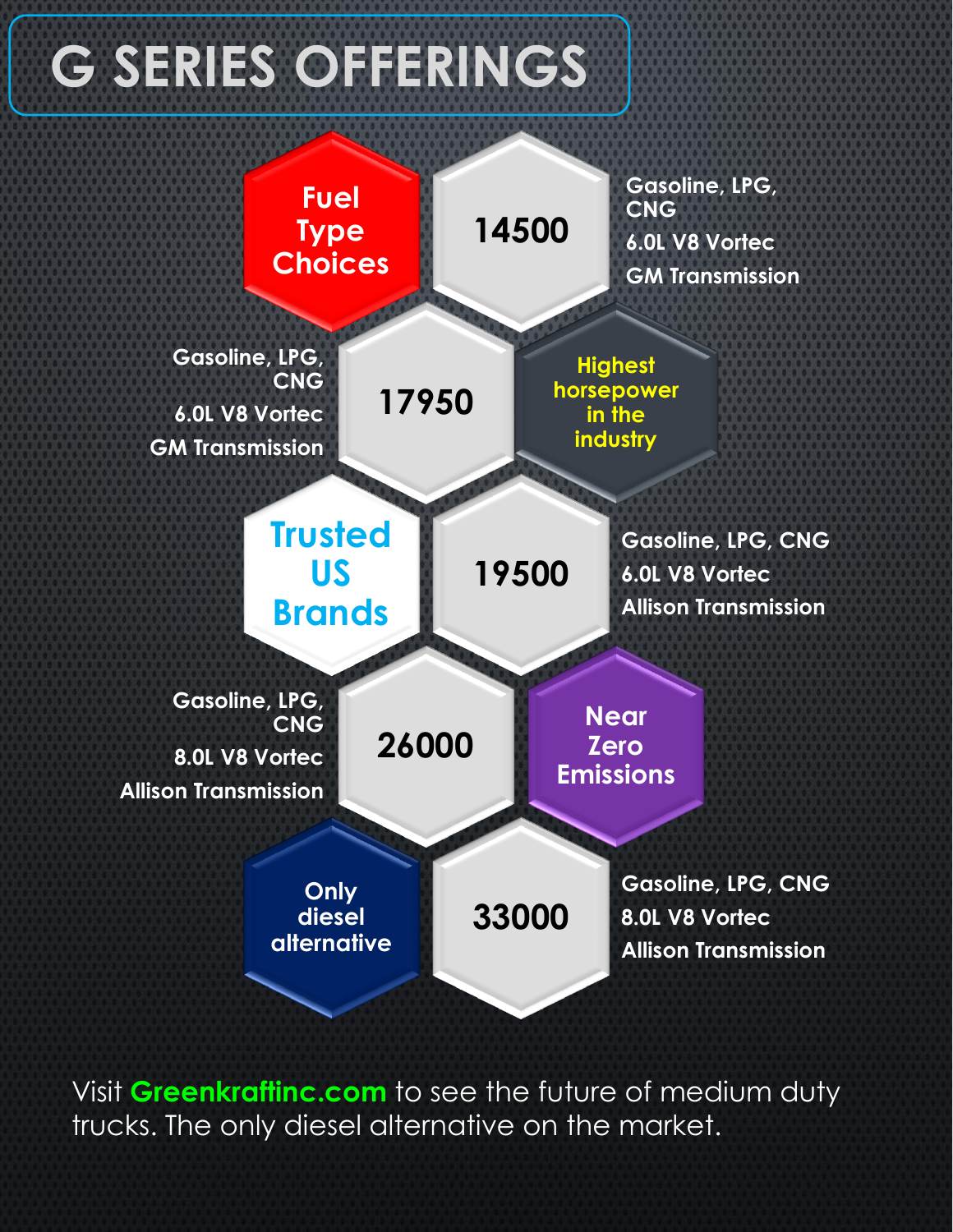# G SERIES OFFERINGS

**Fuel Type Choices**

**14500**

Gasoline, LPG, CNG
6.0L V8 Vortec
GM Transmission

**17950**

Gasoline, LPG, CNG
6.0L V8 Vortec
GM Transmission

**Highest horsepower in the industry**

**Trusted US Brands**

**19500**

Gasoline, LPG, CNG
6.0L V8 Vortec
Allison Transmission

**26000**

Gasoline, LPG, CNG
8.0L V8 Vortec
Allison Transmission

**Near Zero Emissions**

**Only diesel alternative**

**33000**

Gasoline, LPG, CNG
8.0L V8 Vortec
Allison Transmission

Visit **Greenkraftinc.com** to see the future of medium duty trucks. The only diesel alternative on the market.